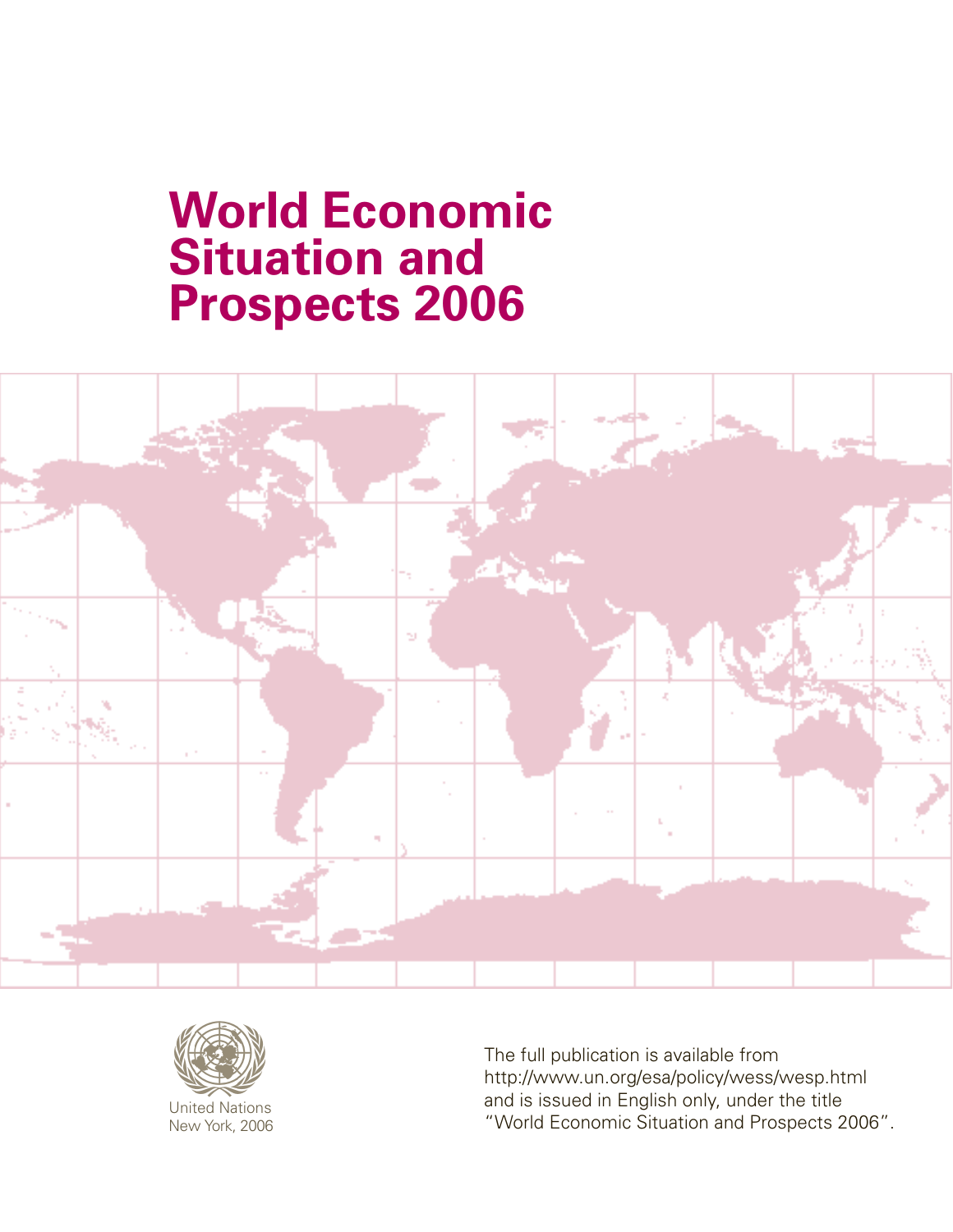# World Economic Situation and Prospects 2006

United Nations
New York, 2006

The full publication is available from http://www.un.org/esa/policy/wess/wesp.html and is issued in English only, under the title "World Economic Situation and Prospects 2006".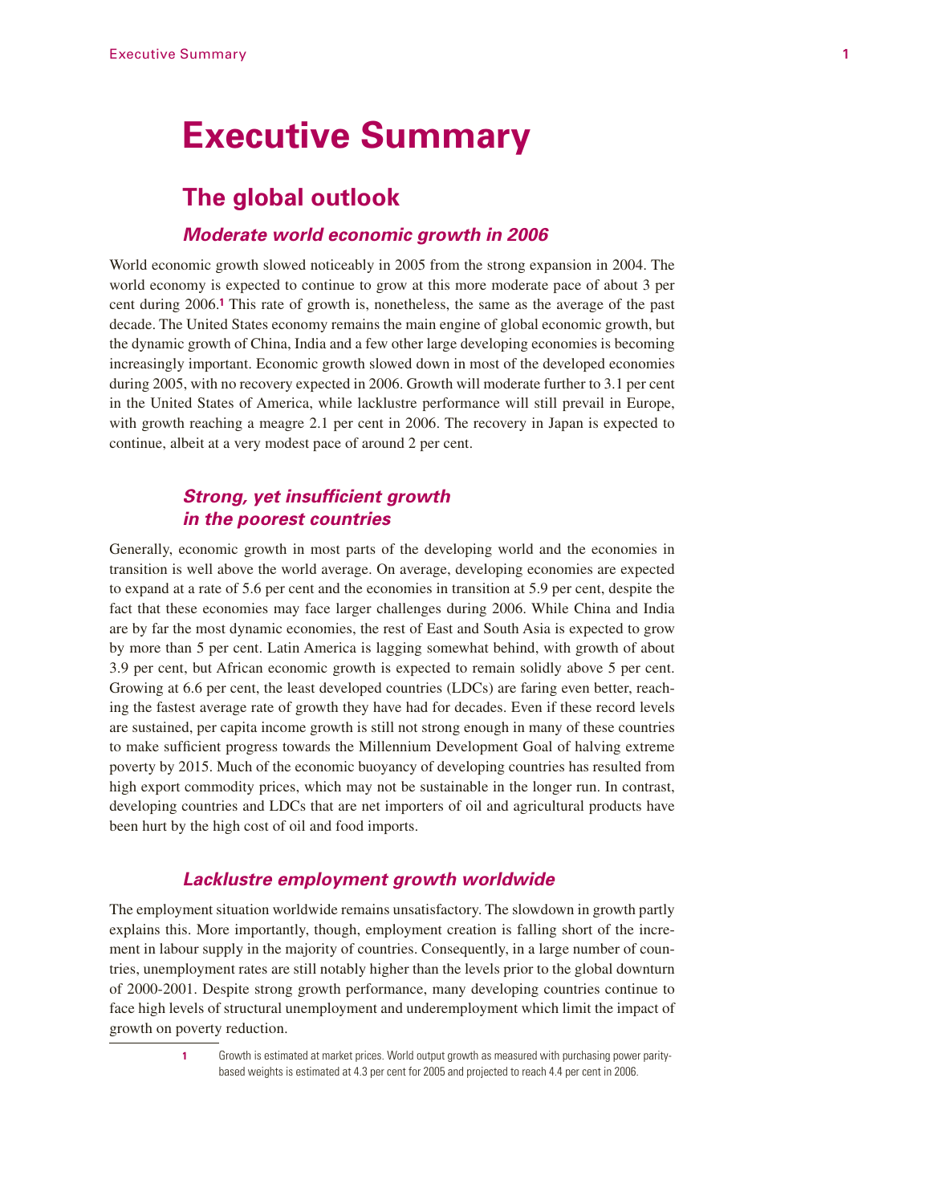# Executive Summary

## The global outlook

### *Moderate world economic growth in 2006*

World economic growth slowed noticeably in 2005 from the strong expansion in 2004. The world economy is expected to continue to grow at this more moderate pace of about 3 per cent during 2006.[1] This rate of growth is, nonetheless, the same as the average of the past decade. The United States economy remains the main engine of global economic growth, but the dynamic growth of China, India and a few other large developing economies is becoming increasingly important. Economic growth slowed down in most of the developed economies during 2005, with no recovery expected in 2006. Growth will moderate further to 3.1 per cent in the United States of America, while lacklustre performance will still prevail in Europe, with growth reaching a meagre 2.1 per cent in 2006. The recovery in Japan is expected to continue, albeit at a very modest pace of around 2 per cent.

### *Strong, yet insufficient growth in the poorest countries*

Generally, economic growth in most parts of the developing world and the economies in transition is well above the world average. On average, developing economies are expected to expand at a rate of 5.6 per cent and the economies in transition at 5.9 per cent, despite the fact that these economies may face larger challenges during 2006. While China and India are by far the most dynamic economies, the rest of East and South Asia is expected to grow by more than 5 per cent. Latin America is lagging somewhat behind, with growth of about 3.9 per cent, but African economic growth is expected to remain solidly above 5 per cent. Growing at 6.6 per cent, the least developed countries (LDCs) are faring even better, reaching the fastest average rate of growth they have had for decades. Even if these record levels are sustained, per capita income growth is still not strong enough in many of these countries to make sufficient progress towards the Millennium Development Goal of halving extreme poverty by 2015. Much of the economic buoyancy of developing countries has resulted from high export commodity prices, which may not be sustainable in the longer run. In contrast, developing countries and LDCs that are net importers of oil and agricultural products have been hurt by the high cost of oil and food imports.

### *Lacklustre employment growth worldwide*

The employment situation worldwide remains unsatisfactory. The slowdown in growth partly explains this. More importantly, though, employment creation is falling short of the increment in labour supply in the majority of countries. Consequently, in a large number of countries, unemployment rates are still notably higher than the levels prior to the global downturn of 2000-2001. Despite strong growth performance, many developing countries continue to face high levels of structural unemployment and underemployment which limit the impact of growth on poverty reduction.

[1] Growth is estimated at market prices. World output growth as measured with purchasing power parity-based weights is estimated at 4.3 per cent for 2005 and projected to reach 4.4 per cent in 2006.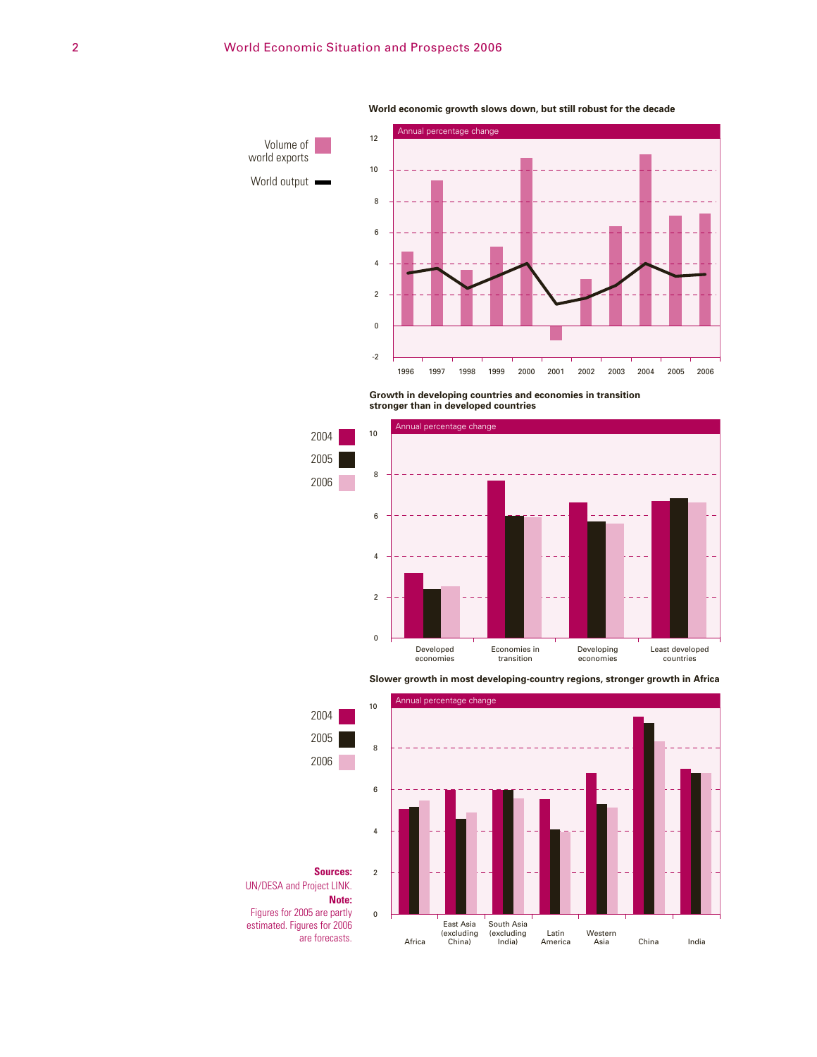**World economic growth slows down, but still robust for the decade**

Volume of world exports

World output

Annual percentage change

12, 10, 8, 6, 4, 2, 0, -2

1996, 1997, 1998, 1999, 2000, 2001, 2002, 2003, 2004, 2005, 2006

**Growth in developing countries and economies in transition stronger than in developed countries**

2004 / 2005 / 2006

Annual percentage change

10, 8, 6, 4, 2, 0

Developed economies, Economies in transition, Developing economies, Least developed countries

**Slower growth in most developing-country regions, stronger growth in Africa**

2004 / 2005 / 2006

Annual percentage change

10, 8, 6, 4, 2, 0

Africa, East Asia (excluding China), South Asia (excluding India), Latin America, Western Asia, China, India

**Sources:** UN/DESA and Project LINK.

**Note:** Figures for 2005 are partly estimated. Figures for 2006 are forecasts.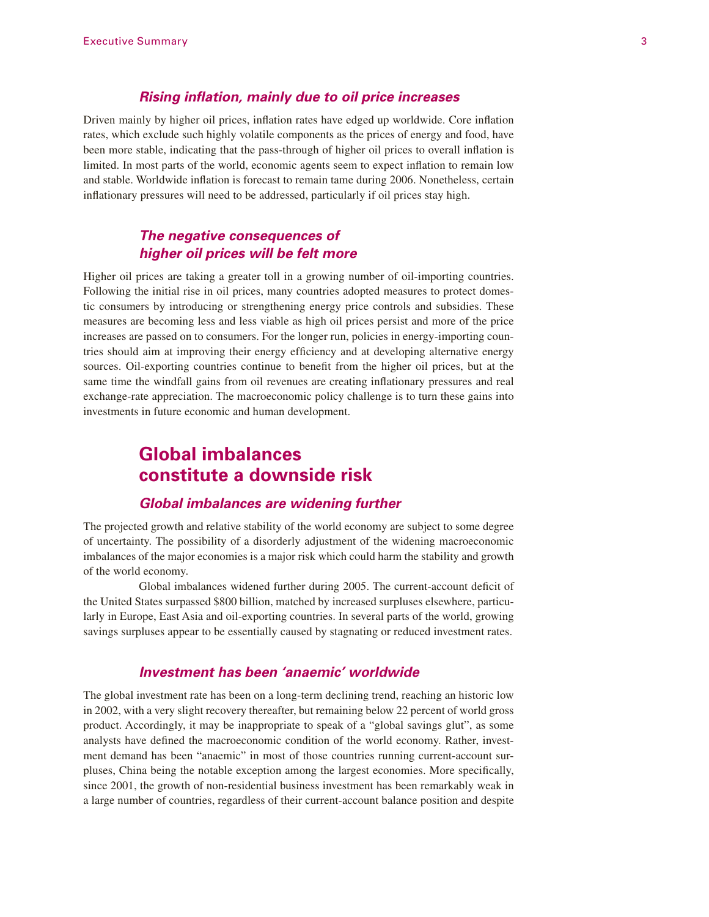### *Rising inflation, mainly due to oil price increases*

Driven mainly by higher oil prices, inflation rates have edged up worldwide. Core inflation rates, which exclude such highly volatile components as the prices of energy and food, have been more stable, indicating that the pass-through of higher oil prices to overall inflation is limited. In most parts of the world, economic agents seem to expect inflation to remain low and stable. Worldwide inflation is forecast to remain tame during 2006. Nonetheless, certain inflationary pressures will need to be addressed, particularly if oil prices stay high.

### *The negative consequences of higher oil prices will be felt more*

Higher oil prices are taking a greater toll in a growing number of oil-importing countries. Following the initial rise in oil prices, many countries adopted measures to protect domestic consumers by introducing or strengthening energy price controls and subsidies. These measures are becoming less and less viable as high oil prices persist and more of the price increases are passed on to consumers. For the longer run, policies in energy-importing countries should aim at improving their energy efficiency and at developing alternative energy sources. Oil-exporting countries continue to benefit from the higher oil prices, but at the same time the windfall gains from oil revenues are creating inflationary pressures and real exchange-rate appreciation. The macroeconomic policy challenge is to turn these gains into investments in future economic and human development.

## Global imbalances constitute a downside risk

### *Global imbalances are widening further*

The projected growth and relative stability of the world economy are subject to some degree of uncertainty. The possibility of a disorderly adjustment of the widening macroeconomic imbalances of the major economies is a major risk which could harm the stability and growth of the world economy.

Global imbalances widened further during 2005. The current-account deficit of the United States surpassed $800 billion, matched by increased surpluses elsewhere, particularly in Europe, East Asia and oil-exporting countries. In several parts of the world, growing savings surpluses appear to be essentially caused by stagnating or reduced investment rates.

### *Investment has been 'anaemic' worldwide*

The global investment rate has been on a long-term declining trend, reaching an historic low in 2002, with a very slight recovery thereafter, but remaining below 22 percent of world gross product. Accordingly, it may be inappropriate to speak of a "global savings glut", as some analysts have defined the macroeconomic condition of the world economy. Rather, investment demand has been "anaemic" in most of those countries running current-account surpluses, China being the notable exception among the largest economies. More specifically, since 2001, the growth of non-residential business investment has been remarkably weak in a large number of countries, regardless of their current-account balance position and despite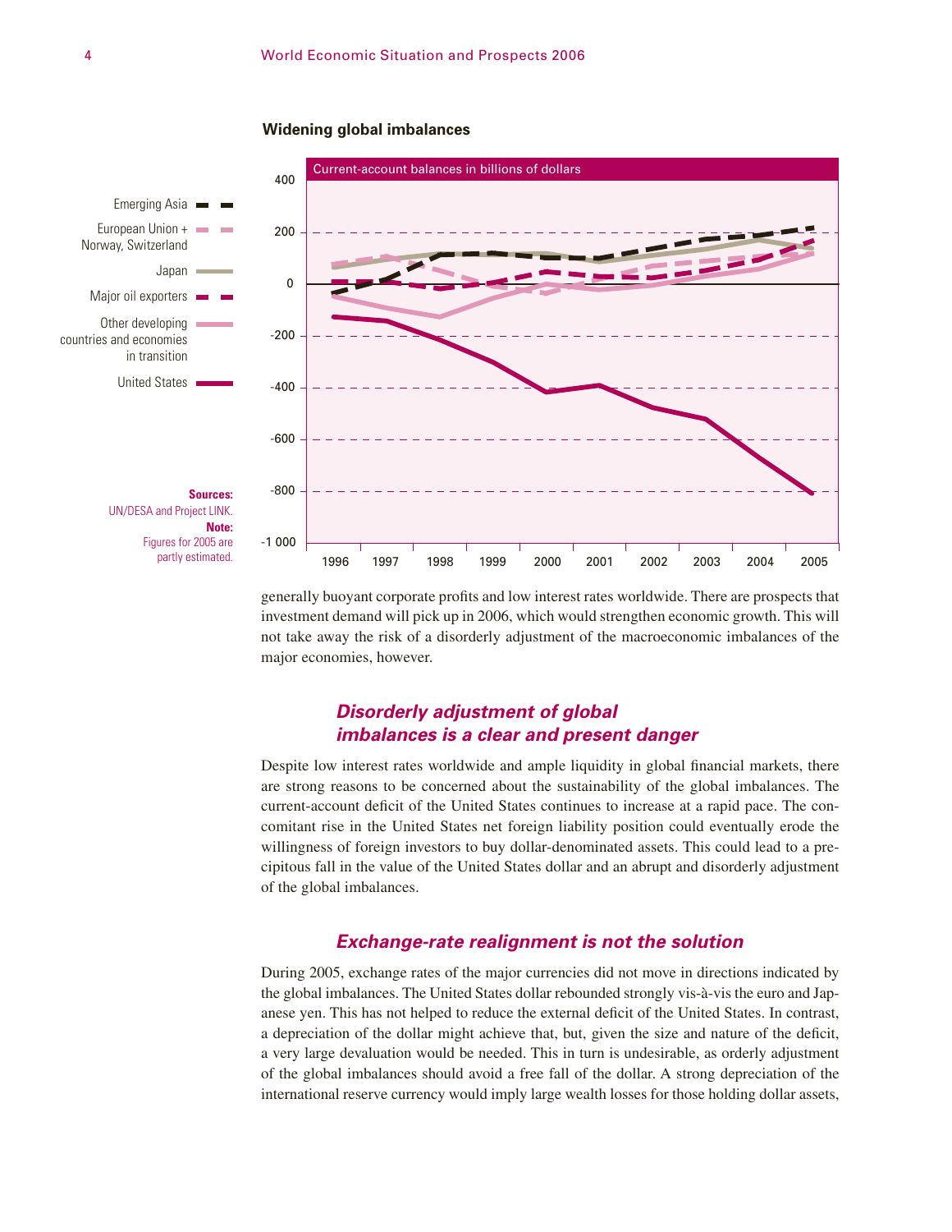**Widening global imbalances**

Current-account balances in billions of dollars

Emerging Asia
European Union + Norway, Switzerland
Japan
Major oil exporters
Other developing countries and economies in transition
United States

**Sources:** UN/DESA and Project LINK.
**Note:** Figures for 2005 are partly estimated.

generally buoyant corporate profits and low interest rates worldwide. There are prospects that investment demand will pick up in 2006, which would strengthen economic growth. This will not take away the risk of a disorderly adjustment of the macroeconomic imbalances of the major economies, however.

### *Disorderly adjustment of global imbalances is a clear and present danger*

Despite low interest rates worldwide and ample liquidity in global financial markets, there are strong reasons to be concerned about the sustainability of the global imbalances. The current-account deficit of the United States continues to increase at a rapid pace. The concomitant rise in the United States net foreign liability position could eventually erode the willingness of foreign investors to buy dollar-denominated assets. This could lead to a precipitous fall in the value of the United States dollar and an abrupt and disorderly adjustment of the global imbalances.

### *Exchange-rate realignment is not the solution*

During 2005, exchange rates of the major currencies did not move in directions indicated by the global imbalances. The United States dollar rebounded strongly vis-à-vis the euro and Japanese yen. This has not helped to reduce the external deficit of the United States. In contrast, a depreciation of the dollar might achieve that, but, given the size and nature of the deficit, a very large devaluation would be needed. This in turn is undesirable, as orderly adjustment of the global imbalances should avoid a free fall of the dollar. A strong depreciation of the international reserve currency would imply large wealth losses for those holding dollar assets,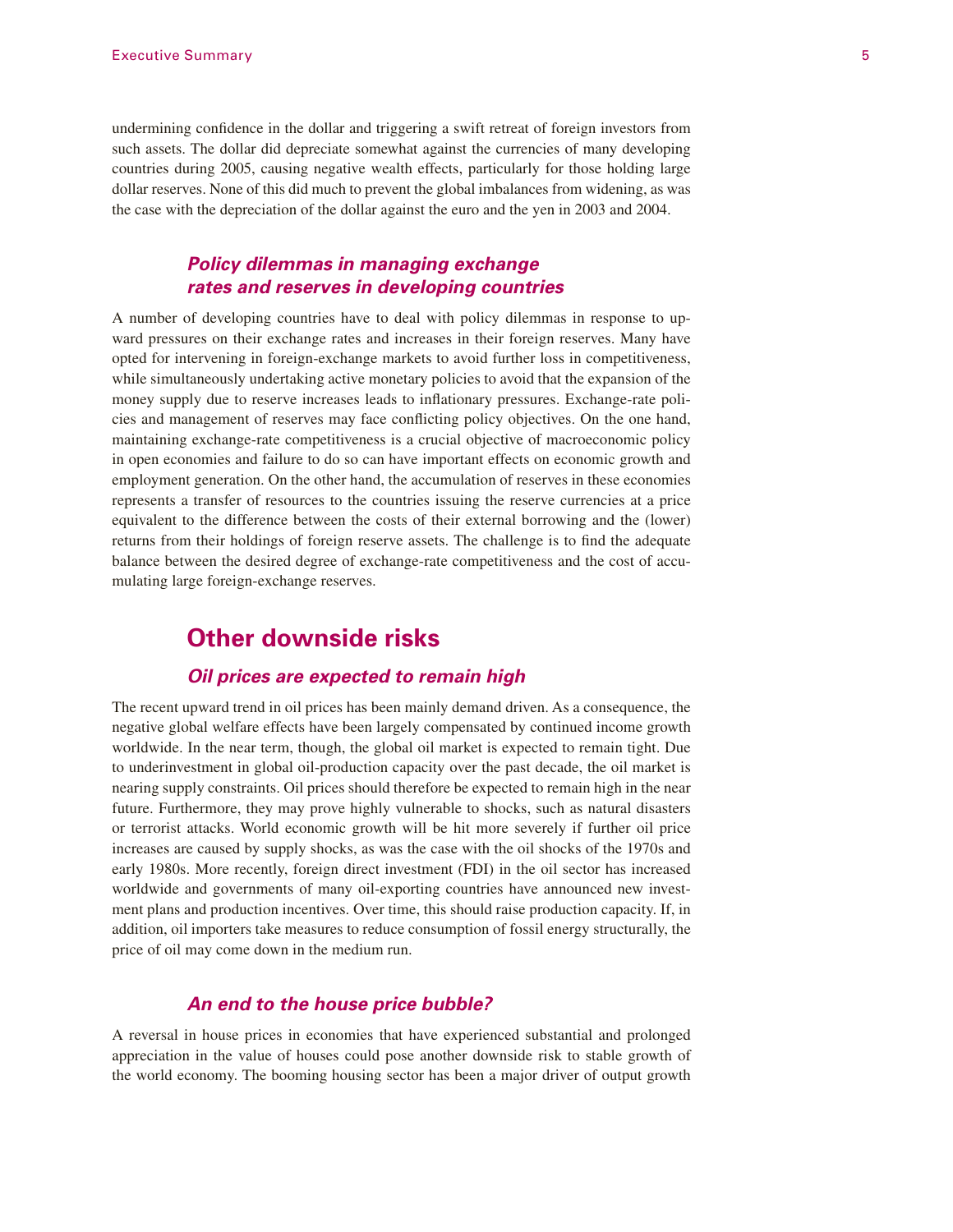undermining confidence in the dollar and triggering a swift retreat of foreign investors from such assets. The dollar did depreciate somewhat against the currencies of many developing countries during 2005, causing negative wealth effects, particularly for those holding large dollar reserves. None of this did much to prevent the global imbalances from widening, as was the case with the depreciation of the dollar against the euro and the yen in 2003 and 2004.

### *Policy dilemmas in managing exchange rates and reserves in developing countries*

A number of developing countries have to deal with policy dilemmas in response to upward pressures on their exchange rates and increases in their foreign reserves. Many have opted for intervening in foreign-exchange markets to avoid further loss in competitiveness, while simultaneously undertaking active monetary policies to avoid that the expansion of the money supply due to reserve increases leads to inflationary pressures. Exchange-rate policies and management of reserves may face conflicting policy objectives. On the one hand, maintaining exchange-rate competitiveness is a crucial objective of macroeconomic policy in open economies and failure to do so can have important effects on economic growth and employment generation. On the other hand, the accumulation of reserves in these economies represents a transfer of resources to the countries issuing the reserve currencies at a price equivalent to the difference between the costs of their external borrowing and the (lower) returns from their holdings of foreign reserve assets. The challenge is to find the adequate balance between the desired degree of exchange-rate competitiveness and the cost of accumulating large foreign-exchange reserves.

## Other downside risks

### *Oil prices are expected to remain high*

The recent upward trend in oil prices has been mainly demand driven. As a consequence, the negative global welfare effects have been largely compensated by continued income growth worldwide. In the near term, though, the global oil market is expected to remain tight. Due to underinvestment in global oil-production capacity over the past decade, the oil market is nearing supply constraints. Oil prices should therefore be expected to remain high in the near future. Furthermore, they may prove highly vulnerable to shocks, such as natural disasters or terrorist attacks. World economic growth will be hit more severely if further oil price increases are caused by supply shocks, as was the case with the oil shocks of the 1970s and early 1980s. More recently, foreign direct investment (FDI) in the oil sector has increased worldwide and governments of many oil-exporting countries have announced new investment plans and production incentives. Over time, this should raise production capacity. If, in addition, oil importers take measures to reduce consumption of fossil energy structurally, the price of oil may come down in the medium run.

### *An end to the house price bubble?*

A reversal in house prices in economies that have experienced substantial and prolonged appreciation in the value of houses could pose another downside risk to stable growth of the world economy. The booming housing sector has been a major driver of output growth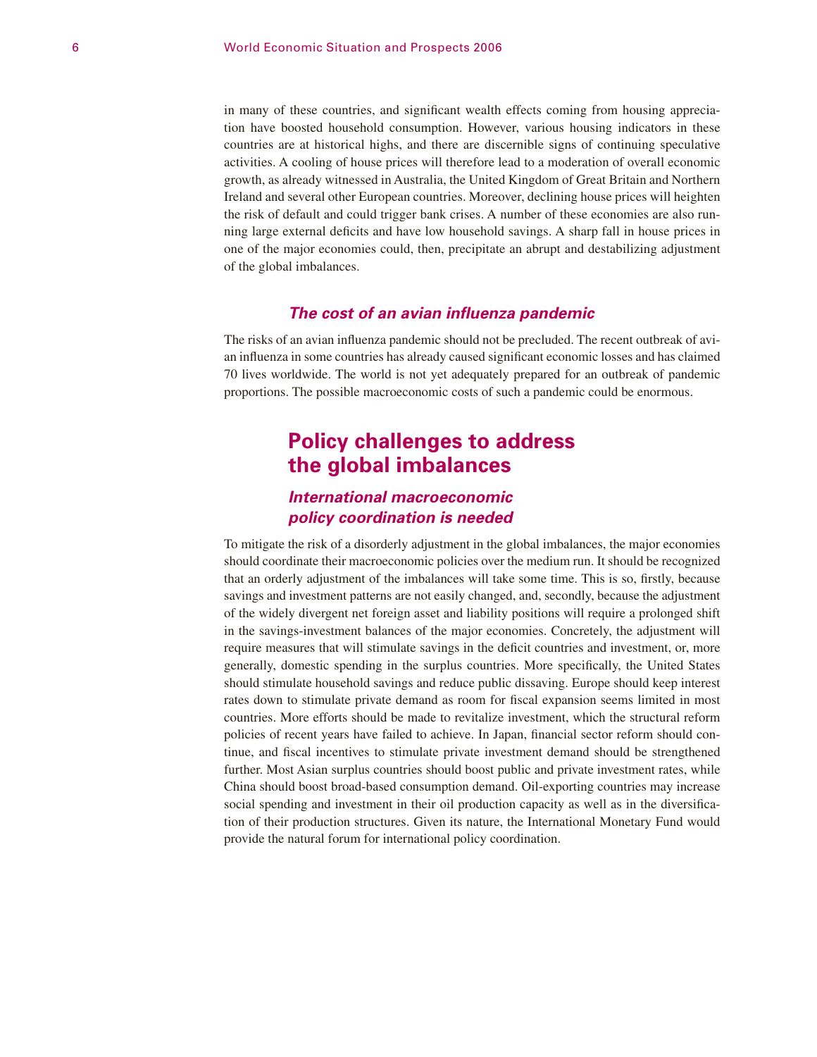in many of these countries, and significant wealth effects coming from housing appreciation have boosted household consumption. However, various housing indicators in these countries are at historical highs, and there are discernible signs of continuing speculative activities. A cooling of house prices will therefore lead to a moderation of overall economic growth, as already witnessed in Australia, the United Kingdom of Great Britain and Northern Ireland and several other European countries. Moreover, declining house prices will heighten the risk of default and could trigger bank crises. A number of these economies are also running large external deficits and have low household savings. A sharp fall in house prices in one of the major economies could, then, precipitate an abrupt and destabilizing adjustment of the global imbalances.

### *The cost of an avian influenza pandemic*

The risks of an avian influenza pandemic should not be precluded. The recent outbreak of avian influenza in some countries has already caused significant economic losses and has claimed 70 lives worldwide. The world is not yet adequately prepared for an outbreak of pandemic proportions. The possible macroeconomic costs of such a pandemic could be enormous.

## Policy challenges to address the global imbalances

### *International macroeconomic policy coordination is needed*

To mitigate the risk of a disorderly adjustment in the global imbalances, the major economies should coordinate their macroeconomic policies over the medium run. It should be recognized that an orderly adjustment of the imbalances will take some time. This is so, firstly, because savings and investment patterns are not easily changed, and, secondly, because the adjustment of the widely divergent net foreign asset and liability positions will require a prolonged shift in the savings-investment balances of the major economies. Concretely, the adjustment will require measures that will stimulate savings in the deficit countries and investment, or, more generally, domestic spending in the surplus countries. More specifically, the United States should stimulate household savings and reduce public dissaving. Europe should keep interest rates down to stimulate private demand as room for fiscal expansion seems limited in most countries. More efforts should be made to revitalize investment, which the structural reform policies of recent years have failed to achieve. In Japan, financial sector reform should continue, and fiscal incentives to stimulate private investment demand should be strengthened further. Most Asian surplus countries should boost public and private investment rates, while China should boost broad-based consumption demand. Oil-exporting countries may increase social spending and investment in their oil production capacity as well as in the diversification of their production structures. Given its nature, the International Monetary Fund would provide the natural forum for international policy coordination.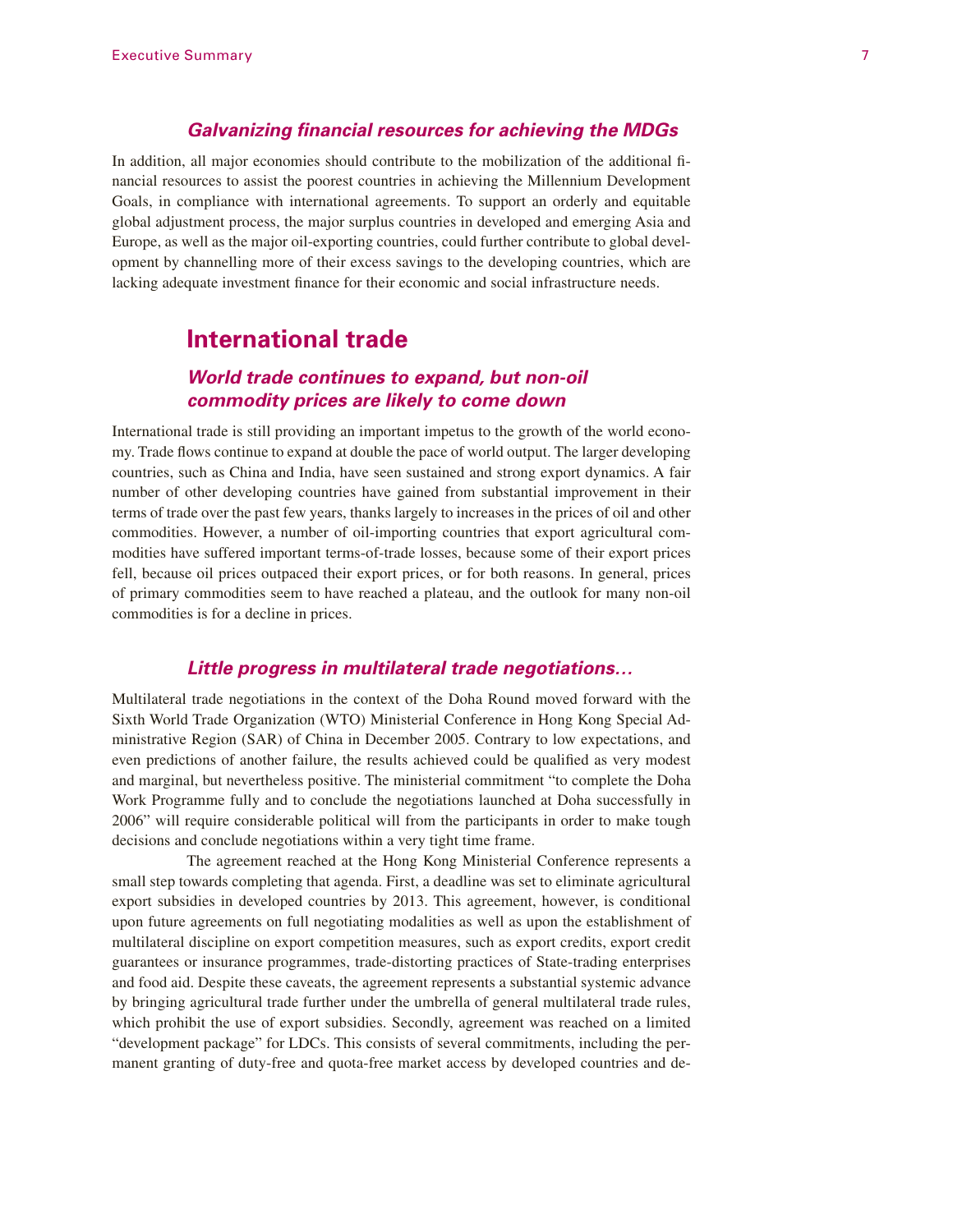### *Galvanizing financial resources for achieving the MDGs*

In addition, all major economies should contribute to the mobilization of the additional financial resources to assist the poorest countries in achieving the Millennium Development Goals, in compliance with international agreements. To support an orderly and equitable global adjustment process, the major surplus countries in developed and emerging Asia and Europe, as well as the major oil-exporting countries, could further contribute to global development by channelling more of their excess savings to the developing countries, which are lacking adequate investment finance for their economic and social infrastructure needs.

## International trade

### *World trade continues to expand, but non-oil commodity prices are likely to come down*

International trade is still providing an important impetus to the growth of the world economy. Trade flows continue to expand at double the pace of world output. The larger developing countries, such as China and India, have seen sustained and strong export dynamics. A fair number of other developing countries have gained from substantial improvement in their terms of trade over the past few years, thanks largely to increases in the prices of oil and other commodities. However, a number of oil-importing countries that export agricultural commodities have suffered important terms-of-trade losses, because some of their export prices fell, because oil prices outpaced their export prices, or for both reasons. In general, prices of primary commodities seem to have reached a plateau, and the outlook for many non-oil commodities is for a decline in prices.

### *Little progress in multilateral trade negotiations…*

Multilateral trade negotiations in the context of the Doha Round moved forward with the Sixth World Trade Organization (WTO) Ministerial Conference in Hong Kong Special Administrative Region (SAR) of China in December 2005. Contrary to low expectations, and even predictions of another failure, the results achieved could be qualified as very modest and marginal, but nevertheless positive. The ministerial commitment "to complete the Doha Work Programme fully and to conclude the negotiations launched at Doha successfully in 2006" will require considerable political will from the participants in order to make tough decisions and conclude negotiations within a very tight time frame.

The agreement reached at the Hong Kong Ministerial Conference represents a small step towards completing that agenda. First, a deadline was set to eliminate agricultural export subsidies in developed countries by 2013. This agreement, however, is conditional upon future agreements on full negotiating modalities as well as upon the establishment of multilateral discipline on export competition measures, such as export credits, export credit guarantees or insurance programmes, trade-distorting practices of State-trading enterprises and food aid. Despite these caveats, the agreement represents a substantial systemic advance by bringing agricultural trade further under the umbrella of general multilateral trade rules, which prohibit the use of export subsidies. Secondly, agreement was reached on a limited "development package" for LDCs. This consists of several commitments, including the permanent granting of duty-free and quota-free market access by developed countries and de-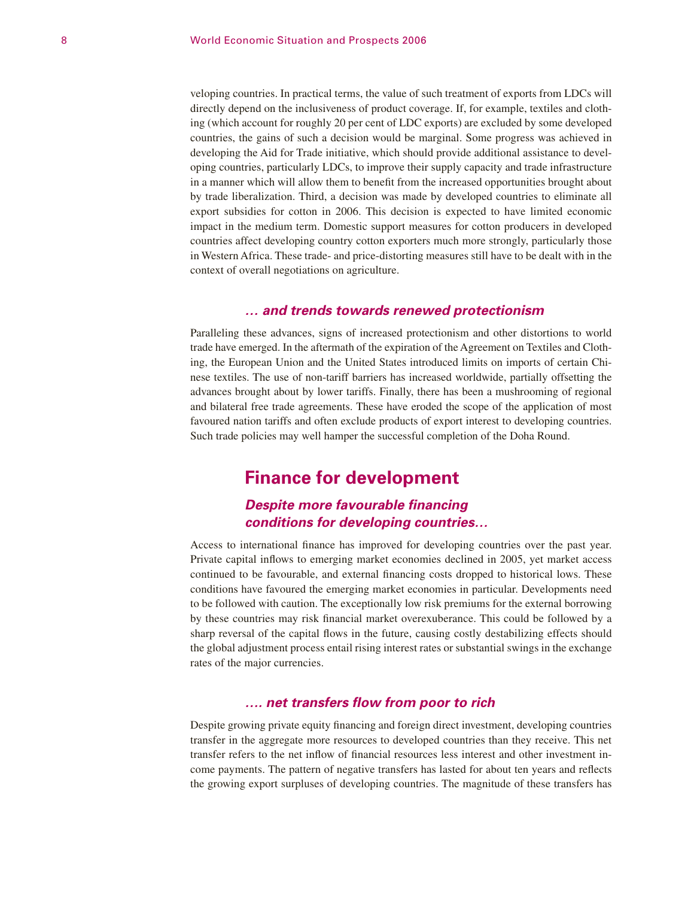veloping countries. In practical terms, the value of such treatment of exports from LDCs will directly depend on the inclusiveness of product coverage. If, for example, textiles and clothing (which account for roughly 20 per cent of LDC exports) are excluded by some developed countries, the gains of such a decision would be marginal. Some progress was achieved in developing the Aid for Trade initiative, which should provide additional assistance to developing countries, particularly LDCs, to improve their supply capacity and trade infrastructure in a manner which will allow them to benefit from the increased opportunities brought about by trade liberalization. Third, a decision was made by developed countries to eliminate all export subsidies for cotton in 2006. This decision is expected to have limited economic impact in the medium term. Domestic support measures for cotton producers in developed countries affect developing country cotton exporters much more strongly, particularly those in Western Africa. These trade- and price-distorting measures still have to be dealt with in the context of overall negotiations on agriculture.

### *… and trends towards renewed protectionism*

Paralleling these advances, signs of increased protectionism and other distortions to world trade have emerged. In the aftermath of the expiration of the Agreement on Textiles and Clothing, the European Union and the United States introduced limits on imports of certain Chinese textiles. The use of non-tariff barriers has increased worldwide, partially offsetting the advances brought about by lower tariffs. Finally, there has been a mushrooming of regional and bilateral free trade agreements. These have eroded the scope of the application of most favoured nation tariffs and often exclude products of export interest to developing countries. Such trade policies may well hamper the successful completion of the Doha Round.

## Finance for development

### *Despite more favourable financing conditions for developing countries…*

Access to international finance has improved for developing countries over the past year. Private capital inflows to emerging market economies declined in 2005, yet market access continued to be favourable, and external financing costs dropped to historical lows. These conditions have favoured the emerging market economies in particular. Developments need to be followed with caution. The exceptionally low risk premiums for the external borrowing by these countries may risk financial market overexuberance. This could be followed by a sharp reversal of the capital flows in the future, causing costly destabilizing effects should the global adjustment process entail rising interest rates or substantial swings in the exchange rates of the major currencies.

### *…. net transfers flow from poor to rich*

Despite growing private equity financing and foreign direct investment, developing countries transfer in the aggregate more resources to developed countries than they receive. This net transfer refers to the net inflow of financial resources less interest and other investment income payments. The pattern of negative transfers has lasted for about ten years and reflects the growing export surpluses of developing countries. The magnitude of these transfers has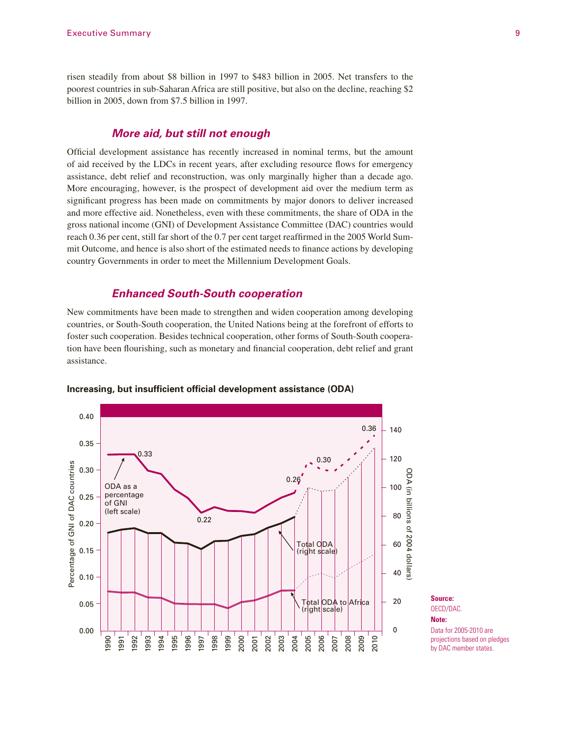risen steadily from about $8 billion in 1997 to $483 billion in 2005. Net transfers to the poorest countries in sub-Saharan Africa are still positive, but also on the decline, reaching $2 billion in 2005, down from $7.5 billion in 1997.

### *More aid, but still not enough*

Official development assistance has recently increased in nominal terms, but the amount of aid received by the LDCs in recent years, after excluding resource flows for emergency assistance, debt relief and reconstruction, was only marginally higher than a decade ago. More encouraging, however, is the prospect of development aid over the medium term as significant progress has been made on commitments by major donors to deliver increased and more effective aid. Nonetheless, even with these commitments, the share of ODA in the gross national income (GNI) of Development Assistance Committee (DAC) countries would reach 0.36 per cent, still far short of the 0.7 per cent target reaffirmed in the 2005 World Summit Outcome, and hence is also short of the estimated needs to finance actions by developing country Governments in order to meet the Millennium Development Goals.

### *Enhanced South-South cooperation*

New commitments have been made to strengthen and widen cooperation among developing countries, or South-South cooperation, the United Nations being at the forefront of efforts to foster such cooperation. Besides technical cooperation, other forms of South-South cooperation have been flourishing, such as monetary and financial cooperation, debt relief and grant assistance.

**Increasing, but insufficient official development assistance (ODA)**

**Source:** OECD/DAC.

**Note:** Data for 2005-2010 are projections based on pledges by DAC member states.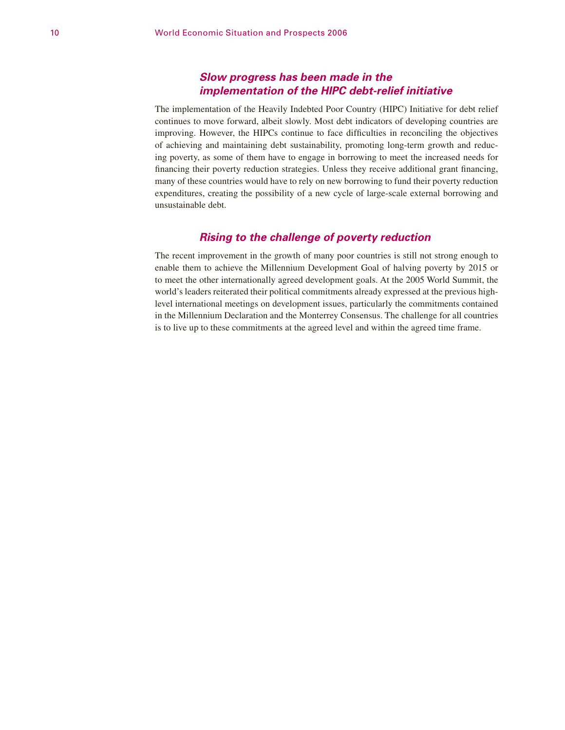### *Slow progress has been made in the implementation of the HIPC debt-relief initiative*

The implementation of the Heavily Indebted Poor Country (HIPC) Initiative for debt relief continues to move forward, albeit slowly. Most debt indicators of developing countries are improving. However, the HIPCs continue to face difficulties in reconciling the objectives of achieving and maintaining debt sustainability, promoting long-term growth and reducing poverty, as some of them have to engage in borrowing to meet the increased needs for financing their poverty reduction strategies. Unless they receive additional grant financing, many of these countries would have to rely on new borrowing to fund their poverty reduction expenditures, creating the possibility of a new cycle of large-scale external borrowing and unsustainable debt.

### *Rising to the challenge of poverty reduction*

The recent improvement in the growth of many poor countries is still not strong enough to enable them to achieve the Millennium Development Goal of halving poverty by 2015 or to meet the other internationally agreed development goals. At the 2005 World Summit, the world's leaders reiterated their political commitments already expressed at the previous high-level international meetings on development issues, particularly the commitments contained in the Millennium Declaration and the Monterrey Consensus. The challenge for all countries is to live up to these commitments at the agreed level and within the agreed time frame.